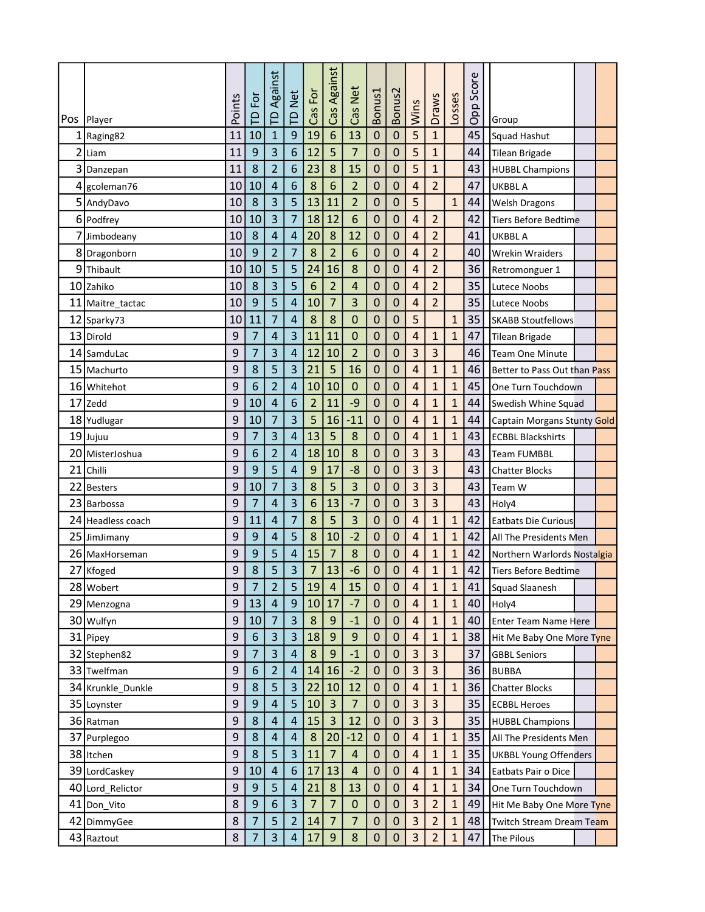| Pos | Player | Points | TD For | TD Against | TD Net | Cas For | Cas Against | Cas Net | Bonus1 | Bonus2 | Wins | Draws | Losses | Opp Score | Group | | |
|---|---|---|---|---|---|---|---|---|---|---|---|---|---|---|---|---|---|
| 1 | Raging82 | 11 | 10 | 1 | 9 | 19 | 6 | 13 | 0 | 0 | 5 | 1 | | 45 | Squad Hashut | | |
| 2 | Liam | 11 | 9 | 3 | 6 | 12 | 5 | 7 | 0 | 0 | 5 | 1 | | 44 | Tilean Brigade | | |
| 3 | Danzepan | 11 | 8 | 2 | 6 | 23 | 8 | 15 | 0 | 0 | 5 | 1 | | 43 | HUBBL Champions | | |
| 4 | gcoleman76 | 10 | 10 | 4 | 6 | 8 | 6 | 2 | 0 | 0 | 4 | 2 | | 47 | UKBBL A | | |
| 5 | AndyDavo | 10 | 8 | 3 | 5 | 13 | 11 | 2 | 0 | 0 | 5 | | 1 | 44 | Welsh Dragons | | |
| 6 | Podfrey | 10 | 10 | 3 | 7 | 18 | 12 | 6 | 0 | 0 | 4 | 2 | | 42 | Tiers Before Bedtime | | |
| 7 | Jimbodeany | 10 | 8 | 4 | 4 | 20 | 8 | 12 | 0 | 0 | 4 | 2 | | 41 | UKBBL A | | |
| 8 | Dragonborn | 10 | 9 | 2 | 7 | 8 | 2 | 6 | 0 | 0 | 4 | 2 | | 40 | Wrekin Wraiders | | |
| 9 | Thibault | 10 | 10 | 5 | 5 | 24 | 16 | 8 | 0 | 0 | 4 | 2 | | 36 | Retromonguer 1 | | |
| 10 | Zahiko | 10 | 8 | 3 | 5 | 6 | 2 | 4 | 0 | 0 | 4 | 2 | | 35 | Lutece Noobs | | |
| 11 | Maitre_tactac | 10 | 9 | 5 | 4 | 10 | 7 | 3 | 0 | 0 | 4 | 2 | | 35 | Lutece Noobs | | |
| 12 | Sparky73 | 10 | 11 | 7 | 4 | 8 | 8 | 0 | 0 | 0 | 5 | | 1 | 35 | SKABB Stoutfellows | | |
| 13 | Dirold | 9 | 7 | 4 | 3 | 11 | 11 | 0 | 0 | 0 | 4 | 1 | 1 | 47 | Tilean Brigade | | |
| 14 | SamduLac | 9 | 7 | 3 | 4 | 12 | 10 | 2 | 0 | 0 | 3 | 3 | | 46 | Team One Minute | | |
| 15 | Machurto | 9 | 8 | 5 | 3 | 21 | 5 | 16 | 0 | 0 | 4 | 1 | 1 | 46 | Better to Pass Out than Pass | | |
| 16 | Whitehot | 9 | 6 | 2 | 4 | 10 | 10 | 0 | 0 | 0 | 4 | 1 | 1 | 45 | One Turn Touchdown | | |
| 17 | Zedd | 9 | 10 | 4 | 6 | 2 | 11 | -9 | 0 | 0 | 4 | 1 | 1 | 44 | Swedish Whine Squad | | |
| 18 | Yudlugar | 9 | 10 | 7 | 3 | 5 | 16 | -11 | 0 | 0 | 4 | 1 | 1 | 44 | Captain Morgans Stunty Gold | | |
| 19 | Jujuu | 9 | 7 | 3 | 4 | 13 | 5 | 8 | 0 | 0 | 4 | 1 | 1 | 43 | ECBBL Blackshirts | | |
| 20 | MisterJoshua | 9 | 6 | 2 | 4 | 18 | 10 | 8 | 0 | 0 | 3 | 3 | | 43 | Team FUMBBL | | |
| 21 | Chilli | 9 | 9 | 5 | 4 | 9 | 17 | -8 | 0 | 0 | 3 | 3 | | 43 | Chatter Blocks | | |
| 22 | Besters | 9 | 10 | 7 | 3 | 8 | 5 | 3 | 0 | 0 | 3 | 3 | | 43 | Team W | | |
| 23 | Barbossa | 9 | 7 | 4 | 3 | 6 | 13 | -7 | 0 | 0 | 3 | 3 | | 43 | Holy4 | | |
| 24 | Headless coach | 9 | 11 | 4 | 7 | 8 | 5 | 3 | 0 | 0 | 4 | 1 | 1 | 42 | Eatbats Die Curious | | |
| 25 | JimJimany | 9 | 9 | 4 | 5 | 8 | 10 | -2 | 0 | 0 | 4 | 1 | 1 | 42 | All The Presidents Men | | |
| 26 | MaxHorseman | 9 | 9 | 5 | 4 | 15 | 7 | 8 | 0 | 0 | 4 | 1 | 1 | 42 | Northern Warlords Nostalgia | | |
| 27 | Kfoged | 9 | 8 | 5 | 3 | 7 | 13 | -6 | 0 | 0 | 4 | 1 | 1 | 42 | Tiers Before Bedtime | | |
| 28 | Wobert | 9 | 7 | 2 | 5 | 19 | 4 | 15 | 0 | 0 | 4 | 1 | 1 | 41 | Squad Slaanesh | | |
| 29 | Menzogna | 9 | 13 | 4 | 9 | 10 | 17 | -7 | 0 | 0 | 4 | 1 | 1 | 40 | Holy4 | | |
| 30 | Wulfyn | 9 | 10 | 7 | 3 | 8 | 9 | -1 | 0 | 0 | 4 | 1 | 1 | 40 | Enter Team Name Here | | |
| 31 | Pipey | 9 | 6 | 3 | 3 | 18 | 9 | 9 | 0 | 0 | 4 | 1 | 1 | 38 | Hit Me Baby One More Tyne | | |
| 32 | Stephen82 | 9 | 7 | 3 | 4 | 8 | 9 | -1 | 0 | 0 | 3 | 3 | | 37 | GBBL Seniors | | |
| 33 | Twelfman | 9 | 6 | 2 | 4 | 14 | 16 | -2 | 0 | 0 | 3 | 3 | | 36 | BUBBA | | |
| 34 | Krunkle_Dunkle | 9 | 8 | 5 | 3 | 22 | 10 | 12 | 0 | 0 | 4 | 1 | 1 | 36 | Chatter Blocks | | |
| 35 | Loynster | 9 | 9 | 4 | 5 | 10 | 3 | 7 | 0 | 0 | 3 | 3 | | 35 | ECBBL Heroes | | |
| 36 | Ratman | 9 | 8 | 4 | 4 | 15 | 3 | 12 | 0 | 0 | 3 | 3 | | 35 | HUBBL Champions | | |
| 37 | Purplegoo | 9 | 8 | 4 | 4 | 8 | 20 | -12 | 0 | 0 | 4 | 1 | 1 | 35 | All The Presidents Men | | |
| 38 | Itchen | 9 | 8 | 5 | 3 | 11 | 7 | 4 | 0 | 0 | 4 | 1 | 1 | 35 | UKBBL Young Offenders | | |
| 39 | LordCaskey | 9 | 10 | 4 | 6 | 17 | 13 | 4 | 0 | 0 | 4 | 1 | 1 | 34 | Eatbats Pair o Dice | | |
| 40 | Lord_Relictor | 9 | 9 | 5 | 4 | 21 | 8 | 13 | 0 | 0 | 4 | 1 | 1 | 34 | One Turn Touchdown | | |
| 41 | Don_Vito | 8 | 9 | 6 | 3 | 7 | 7 | 0 | 0 | 0 | 3 | 2 | 1 | 49 | Hit Me Baby One More Tyne | | |
| 42 | DimmyGee | 8 | 7 | 5 | 2 | 14 | 7 | 7 | 0 | 0 | 3 | 2 | 1 | 48 | Twitch Stream Dream Team | | |
| 43 | Raztout | 8 | 7 | 3 | 4 | 17 | 9 | 8 | 0 | 0 | 3 | 2 | 1 | 47 | The Pilous | | |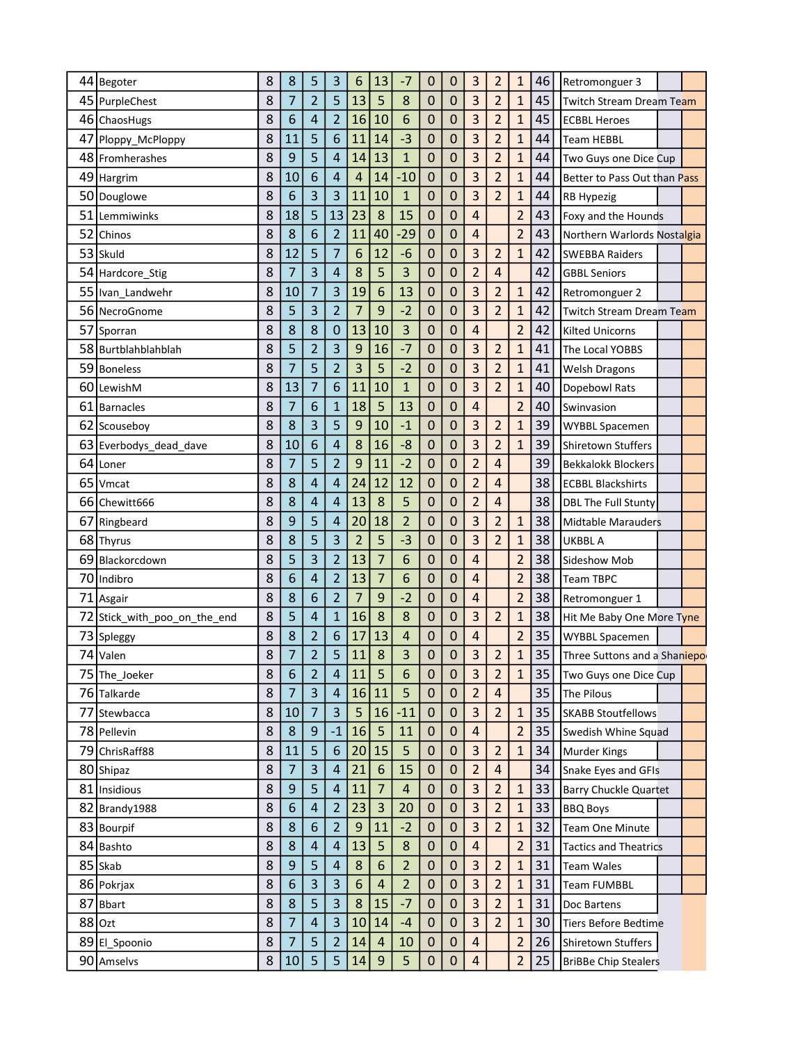| | | | | | | | | | | | | | | | | | |
|---|---|---|---|---|---|---|---|---|---|---|---|---|---|---|---|---|---|
| 44 | Begoter | 8 | 8 | 5 | 3 | 6 | 13 | -7 | 0 | 0 | 3 | 2 | 1 | 46 | Retromonguer 3 | | |
| 45 | PurpleChest | 8 | 7 | 2 | 5 | 13 | 5 | 8 | 0 | 0 | 3 | 2 | 1 | 45 | Twitch Stream Dream Team | | |
| 46 | ChaosHugs | 8 | 6 | 4 | 2 | 16 | 10 | 6 | 0 | 0 | 3 | 2 | 1 | 45 | ECBBL Heroes | | |
| 47 | Ploppy_McPloppy | 8 | 11 | 5 | 6 | 11 | 14 | -3 | 0 | 0 | 3 | 2 | 1 | 44 | Team HEBBL | | |
| 48 | Fromherashes | 8 | 9 | 5 | 4 | 14 | 13 | 1 | 0 | 0 | 3 | 2 | 1 | 44 | Two Guys one Dice Cup | | |
| 49 | Hargrim | 8 | 10 | 6 | 4 | 4 | 14 | -10 | 0 | 0 | 3 | 2 | 1 | 44 | Better to Pass Out than Pass | | |
| 50 | Douglowe | 8 | 6 | 3 | 3 | 11 | 10 | 1 | 0 | 0 | 3 | 2 | 1 | 44 | RB Hypezig | | |
| 51 | Lemmiwinks | 8 | 18 | 5 | 13 | 23 | 8 | 15 | 0 | 0 | 4 | | 2 | 43 | Foxy and the Hounds | | |
| 52 | Chinos | 8 | 8 | 6 | 2 | 11 | 40 | -29 | 0 | 0 | 4 | | 2 | 43 | Northern Warlords Nostalgia | | |
| 53 | Skuld | 8 | 12 | 5 | 7 | 6 | 12 | -6 | 0 | 0 | 3 | 2 | 1 | 42 | SWEBBA Raiders | | |
| 54 | Hardcore_Stig | 8 | 7 | 3 | 4 | 8 | 5 | 3 | 0 | 0 | 2 | 4 | | 42 | GBBL Seniors | | |
| 55 | Ivan_Landwehr | 8 | 10 | 7 | 3 | 19 | 6 | 13 | 0 | 0 | 3 | 2 | 1 | 42 | Retromonguer 2 | | |
| 56 | NecroGnome | 8 | 5 | 3 | 2 | 7 | 9 | -2 | 0 | 0 | 3 | 2 | 1 | 42 | Twitch Stream Dream Team | | |
| 57 | Sporran | 8 | 8 | 8 | 0 | 13 | 10 | 3 | 0 | 0 | 4 | | 2 | 42 | Kilted Unicorns | | |
| 58 | Burtblahblahblah | 8 | 5 | 2 | 3 | 9 | 16 | -7 | 0 | 0 | 3 | 2 | 1 | 41 | The Local YOBBS | | |
| 59 | Boneless | 8 | 7 | 5 | 2 | 3 | 5 | -2 | 0 | 0 | 3 | 2 | 1 | 41 | Welsh Dragons | | |
| 60 | LewishM | 8 | 13 | 7 | 6 | 11 | 10 | 1 | 0 | 0 | 3 | 2 | 1 | 40 | Dopebowl Rats | | |
| 61 | Barnacles | 8 | 7 | 6 | 1 | 18 | 5 | 13 | 0 | 0 | 4 | | 2 | 40 | Swinvasion | | |
| 62 | Scouseboy | 8 | 8 | 3 | 5 | 9 | 10 | -1 | 0 | 0 | 3 | 2 | 1 | 39 | WYBBL Spacemen | | |
| 63 | Everbodys_dead_dave | 8 | 10 | 6 | 4 | 8 | 16 | -8 | 0 | 0 | 3 | 2 | 1 | 39 | Shiretown Stuffers | | |
| 64 | Loner | 8 | 7 | 5 | 2 | 9 | 11 | -2 | 0 | 0 | 2 | 4 | | 39 | Bekkalokk Blockers | | |
| 65 | Vmcat | 8 | 8 | 4 | 4 | 24 | 12 | 12 | 0 | 0 | 2 | 4 | | 38 | ECBBL Blackshirts | | |
| 66 | Chewitt666 | 8 | 8 | 4 | 4 | 13 | 8 | 5 | 0 | 0 | 2 | 4 | | 38 | DBL The Full Stunty | | |
| 67 | Ringbeard | 8 | 9 | 5 | 4 | 20 | 18 | 2 | 0 | 0 | 3 | 2 | 1 | 38 | Midtable Marauders | | |
| 68 | Thyrus | 8 | 8 | 5 | 3 | 2 | 5 | -3 | 0 | 0 | 3 | 2 | 1 | 38 | UKBBL A | | |
| 69 | Blackorcdown | 8 | 5 | 3 | 2 | 13 | 7 | 6 | 0 | 0 | 4 | | 2 | 38 | Sideshow Mob | | |
| 70 | Indibro | 8 | 6 | 4 | 2 | 13 | 7 | 6 | 0 | 0 | 4 | | 2 | 38 | Team TBPC | | |
| 71 | Asgair | 8 | 8 | 6 | 2 | 7 | 9 | -2 | 0 | 0 | 4 | | 2 | 38 | Retromonguer 1 | | |
| 72 | Stick_with_poo_on_the_end | 8 | 5 | 4 | 1 | 16 | 8 | 8 | 0 | 0 | 3 | 2 | 1 | 38 | Hit Me Baby One More Tyne | | |
| 73 | Spleggy | 8 | 8 | 2 | 6 | 17 | 13 | 4 | 0 | 0 | 4 | | 2 | 35 | WYBBL Spacemen | | |
| 74 | Valen | 8 | 7 | 2 | 5 | 11 | 8 | 3 | 0 | 0 | 3 | 2 | 1 | 35 | Three Suttons and a Shaniepo | | |
| 75 | The_Joeker | 8 | 6 | 2 | 4 | 11 | 5 | 6 | 0 | 0 | 3 | 2 | 1 | 35 | Two Guys one Dice Cup | | |
| 76 | Talkarde | 8 | 7 | 3 | 4 | 16 | 11 | 5 | 0 | 0 | 2 | 4 | | 35 | The Pilous | | |
| 77 | Stewbacca | 8 | 10 | 7 | 3 | 5 | 16 | -11 | 0 | 0 | 3 | 2 | 1 | 35 | SKABB Stoutfellows | | |
| 78 | Pellevin | 8 | 8 | 9 | -1 | 16 | 5 | 11 | 0 | 0 | 4 | | 2 | 35 | Swedish Whine Squad | | |
| 79 | ChrisRaff88 | 8 | 11 | 5 | 6 | 20 | 15 | 5 | 0 | 0 | 3 | 2 | 1 | 34 | Murder Kings | | |
| 80 | Shipaz | 8 | 7 | 3 | 4 | 21 | 6 | 15 | 0 | 0 | 2 | 4 | | 34 | Snake Eyes and GFIs | | |
| 81 | Insidious | 8 | 9 | 5 | 4 | 11 | 7 | 4 | 0 | 0 | 3 | 2 | 1 | 33 | Barry Chuckle Quartet | | |
| 82 | Brandy1988 | 8 | 6 | 4 | 2 | 23 | 3 | 20 | 0 | 0 | 3 | 2 | 1 | 33 | BBQ Boys | | |
| 83 | Bourpif | 8 | 8 | 6 | 2 | 9 | 11 | -2 | 0 | 0 | 3 | 2 | 1 | 32 | Team One Minute | | |
| 84 | Bashto | 8 | 8 | 4 | 4 | 13 | 5 | 8 | 0 | 0 | 4 | | 2 | 31 | Tactics and Theatrics | | |
| 85 | Skab | 8 | 9 | 5 | 4 | 8 | 6 | 2 | 0 | 0 | 3 | 2 | 1 | 31 | Team Wales | | |
| 86 | Pokrjax | 8 | 6 | 3 | 3 | 6 | 4 | 2 | 0 | 0 | 3 | 2 | 1 | 31 | Team FUMBBL | | |
| 87 | Bbart | 8 | 8 | 5 | 3 | 8 | 15 | -7 | 0 | 0 | 3 | 2 | 1 | 31 | Doc Bartens | | |
| 88 | Ozt | 8 | 7 | 4 | 3 | 10 | 14 | -4 | 0 | 0 | 3 | 2 | 1 | 30 | Tiers Before Bedtime | | |
| 89 | El_Spoonio | 8 | 7 | 5 | 2 | 14 | 4 | 10 | 0 | 0 | 4 | | 2 | 26 | Shiretown Stuffers | | |
| 90 | Amselvs | 8 | 10 | 5 | 5 | 14 | 9 | 5 | 0 | 0 | 4 | | 2 | 25 | BriBBe Chip Stealers | | |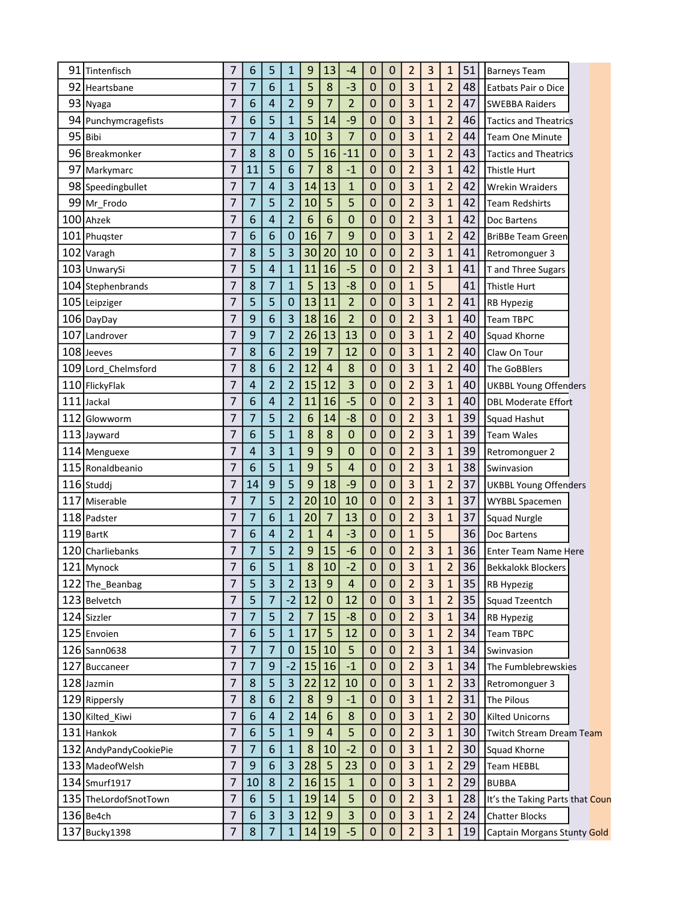| | | | | | | | | | | | | | | | |
|---|---|---|---|---|---|---|---|---|---|---|---|---|---|---|---|
| 91 | Tintenfisch | 7 | 6 | 5 | 1 | 9 | 13 | -4 | 0 | 0 | 2 | 3 | 1 | 51 | Barneys Team |
| 92 | Heartsbane | 7 | 7 | 6 | 1 | 5 | 8 | -3 | 0 | 0 | 3 | 1 | 2 | 48 | Eatbats Pair o Dice |
| 93 | Nyaga | 7 | 6 | 4 | 2 | 9 | 7 | 2 | 0 | 0 | 3 | 1 | 2 | 47 | SWEBBA Raiders |
| 94 | Punchymcragefists | 7 | 6 | 5 | 1 | 5 | 14 | -9 | 0 | 0 | 3 | 1 | 2 | 46 | Tactics and Theatrics |
| 95 | Bibi | 7 | 7 | 4 | 3 | 10 | 3 | 7 | 0 | 0 | 3 | 1 | 2 | 44 | Team One Minute |
| 96 | Breakmonker | 7 | 8 | 8 | 0 | 5 | 16 | -11 | 0 | 0 | 3 | 1 | 2 | 43 | Tactics and Theatrics |
| 97 | Markymarc | 7 | 11 | 5 | 6 | 7 | 8 | -1 | 0 | 0 | 2 | 3 | 1 | 42 | Thistle Hurt |
| 98 | Speedingbullet | 7 | 7 | 4 | 3 | 14 | 13 | 1 | 0 | 0 | 3 | 1 | 2 | 42 | Wrekin Wraiders |
| 99 | Mr_Frodo | 7 | 7 | 5 | 2 | 10 | 5 | 5 | 0 | 0 | 2 | 3 | 1 | 42 | Team Redshirts |
| 100 | Ahzek | 7 | 6 | 4 | 2 | 6 | 6 | 0 | 0 | 0 | 2 | 3 | 1 | 42 | Doc Bartens |
| 101 | Phuqster | 7 | 6 | 6 | 0 | 16 | 7 | 9 | 0 | 0 | 3 | 1 | 2 | 42 | BriBBe Team Green |
| 102 | Varagh | 7 | 8 | 5 | 3 | 30 | 20 | 10 | 0 | 0 | 2 | 3 | 1 | 41 | Retromonguer 3 |
| 103 | UnwarySi | 7 | 5 | 4 | 1 | 11 | 16 | -5 | 0 | 0 | 2 | 3 | 1 | 41 | T and Three Sugars |
| 104 | Stephenbrands | 7 | 8 | 7 | 1 | 5 | 13 | -8 | 0 | 0 | 1 | 5 | | 41 | Thistle Hurt |
| 105 | Leipziger | 7 | 5 | 5 | 0 | 13 | 11 | 2 | 0 | 0 | 3 | 1 | 2 | 41 | RB Hypezig |
| 106 | DayDay | 7 | 9 | 6 | 3 | 18 | 16 | 2 | 0 | 0 | 2 | 3 | 1 | 40 | Team TBPC |
| 107 | Landrover | 7 | 9 | 7 | 2 | 26 | 13 | 13 | 0 | 0 | 3 | 1 | 2 | 40 | Squad Khorne |
| 108 | Jeeves | 7 | 8 | 6 | 2 | 19 | 7 | 12 | 0 | 0 | 3 | 1 | 2 | 40 | Claw On Tour |
| 109 | Lord_Chelmsford | 7 | 8 | 6 | 2 | 12 | 4 | 8 | 0 | 0 | 3 | 1 | 2 | 40 | The GoBBlers |
| 110 | FlickyFlak | 7 | 4 | 2 | 2 | 15 | 12 | 3 | 0 | 0 | 2 | 3 | 1 | 40 | UKBBL Young Offenders |
| 111 | Jackal | 7 | 6 | 4 | 2 | 11 | 16 | -5 | 0 | 0 | 2 | 3 | 1 | 40 | DBL Moderate Effort |
| 112 | Glowworm | 7 | 7 | 5 | 2 | 6 | 14 | -8 | 0 | 0 | 2 | 3 | 1 | 39 | Squad Hashut |
| 113 | Jayward | 7 | 6 | 5 | 1 | 8 | 8 | 0 | 0 | 0 | 2 | 3 | 1 | 39 | Team Wales |
| 114 | Menguexe | 7 | 4 | 3 | 1 | 9 | 9 | 0 | 0 | 0 | 2 | 3 | 1 | 39 | Retromonguer 2 |
| 115 | Ronaldbeanio | 7 | 6 | 5 | 1 | 9 | 5 | 4 | 0 | 0 | 2 | 3 | 1 | 38 | Swinvasion |
| 116 | Studdj | 7 | 14 | 9 | 5 | 9 | 18 | -9 | 0 | 0 | 3 | 1 | 2 | 37 | UKBBL Young Offenders |
| 117 | Miserable | 7 | 7 | 5 | 2 | 20 | 10 | 10 | 0 | 0 | 2 | 3 | 1 | 37 | WYBBL Spacemen |
| 118 | Padster | 7 | 7 | 6 | 1 | 20 | 7 | 13 | 0 | 0 | 2 | 3 | 1 | 37 | Squad Nurgle |
| 119 | BartK | 7 | 6 | 4 | 2 | 1 | 4 | -3 | 0 | 0 | 1 | 5 | | 36 | Doc Bartens |
| 120 | Charliebanks | 7 | 7 | 5 | 2 | 9 | 15 | -6 | 0 | 0 | 2 | 3 | 1 | 36 | Enter Team Name Here |
| 121 | Mynock | 7 | 6 | 5 | 1 | 8 | 10 | -2 | 0 | 0 | 3 | 1 | 2 | 36 | Bekkalokk Blockers |
| 122 | The_Beanbag | 7 | 5 | 3 | 2 | 13 | 9 | 4 | 0 | 0 | 2 | 3 | 1 | 35 | RB Hypezig |
| 123 | Belvetch | 7 | 5 | 7 | -2 | 12 | 0 | 12 | 0 | 0 | 3 | 1 | 2 | 35 | Squad Tzeentch |
| 124 | Sizzler | 7 | 7 | 5 | 2 | 7 | 15 | -8 | 0 | 0 | 2 | 3 | 1 | 34 | RB Hypezig |
| 125 | Envoien | 7 | 6 | 5 | 1 | 17 | 5 | 12 | 0 | 0 | 3 | 1 | 2 | 34 | Team TBPC |
| 126 | Sann0638 | 7 | 7 | 7 | 0 | 15 | 10 | 5 | 0 | 0 | 2 | 3 | 1 | 34 | Swinvasion |
| 127 | Buccaneer | 7 | 7 | 9 | -2 | 15 | 16 | -1 | 0 | 0 | 2 | 3 | 1 | 34 | The Fumblebrewskies |
| 128 | Jazmin | 7 | 8 | 5 | 3 | 22 | 12 | 10 | 0 | 0 | 3 | 1 | 2 | 33 | Retromonguer 3 |
| 129 | Rippersly | 7 | 8 | 6 | 2 | 8 | 9 | -1 | 0 | 0 | 3 | 1 | 2 | 31 | The Pilous |
| 130 | Kilted_Kiwi | 7 | 6 | 4 | 2 | 14 | 6 | 8 | 0 | 0 | 3 | 1 | 2 | 30 | Kilted Unicorns |
| 131 | Hankok | 7 | 6 | 5 | 1 | 9 | 4 | 5 | 0 | 0 | 2 | 3 | 1 | 30 | Twitch Stream Dream Team |
| 132 | AndyPandyCookiePie | 7 | 7 | 6 | 1 | 8 | 10 | -2 | 0 | 0 | 3 | 1 | 2 | 30 | Squad Khorne |
| 133 | MadeofWelsh | 7 | 9 | 6 | 3 | 28 | 5 | 23 | 0 | 0 | 3 | 1 | 2 | 29 | Team HEBBL |
| 134 | Smurf1917 | 7 | 10 | 8 | 2 | 16 | 15 | 1 | 0 | 0 | 3 | 1 | 2 | 29 | BUBBA |
| 135 | TheLordofSnotTown | 7 | 6 | 5 | 1 | 19 | 14 | 5 | 0 | 0 | 2 | 3 | 1 | 28 | It's the Taking Parts that Coun |
| 136 | Be4ch | 7 | 6 | 3 | 3 | 12 | 9 | 3 | 0 | 0 | 3 | 1 | 2 | 24 | Chatter Blocks |
| 137 | Bucky1398 | 7 | 8 | 7 | 1 | 14 | 19 | -5 | 0 | 0 | 2 | 3 | 1 | 19 | Captain Morgans Stunty Gold |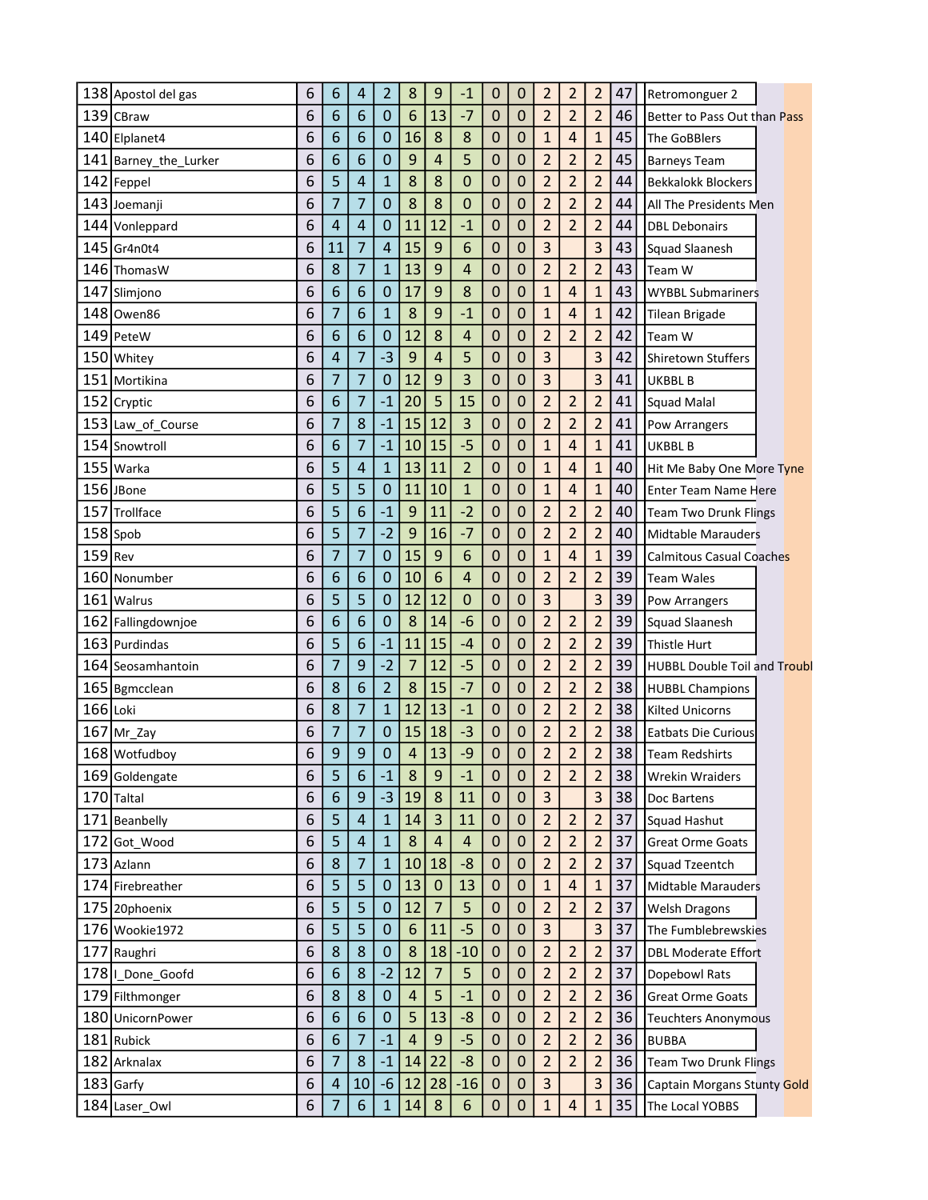| | | | | | | | | | | | | | | | |
|---|---|---|---|---|---|---|---|---|---|---|---|---|---|---|---|
| 138 | Apostol del gas | 6 | 6 | 4 | 2 | 8 | 9 | -1 | 0 | 0 | 2 | 2 | 2 | 47 | Retromonguer 2 |
| 139 | CBraw | 6 | 6 | 6 | 0 | 6 | 13 | -7 | 0 | 0 | 2 | 2 | 2 | 46 | Better to Pass Out than Pass |
| 140 | Elplanet4 | 6 | 6 | 6 | 0 | 16 | 8 | 8 | 0 | 0 | 1 | 4 | 1 | 45 | The GoBBlers |
| 141 | Barney_the_Lurker | 6 | 6 | 6 | 0 | 9 | 4 | 5 | 0 | 0 | 2 | 2 | 2 | 45 | Barneys Team |
| 142 | Feppel | 6 | 5 | 4 | 1 | 8 | 8 | 0 | 0 | 0 | 2 | 2 | 2 | 44 | Bekkalokk Blockers |
| 143 | Joemanji | 6 | 7 | 7 | 0 | 8 | 8 | 0 | 0 | 0 | 2 | 2 | 2 | 44 | All The Presidents Men |
| 144 | Vonleppard | 6 | 4 | 4 | 0 | 11 | 12 | -1 | 0 | 0 | 2 | 2 | 2 | 44 | DBL Debonairs |
| 145 | Gr4n0t4 | 6 | 11 | 7 | 4 | 15 | 9 | 6 | 0 | 0 | 3 | | 3 | 43 | Squad Slaanesh |
| 146 | ThomasW | 6 | 8 | 7 | 1 | 13 | 9 | 4 | 0 | 0 | 2 | 2 | 2 | 43 | Team W |
| 147 | Slimjono | 6 | 6 | 6 | 0 | 17 | 9 | 8 | 0 | 0 | 1 | 4 | 1 | 43 | WYBBL Submariners |
| 148 | Owen86 | 6 | 7 | 6 | 1 | 8 | 9 | -1 | 0 | 0 | 1 | 4 | 1 | 42 | Tilean Brigade |
| 149 | PeteW | 6 | 6 | 6 | 0 | 12 | 8 | 4 | 0 | 0 | 2 | 2 | 2 | 42 | Team W |
| 150 | Whitey | 6 | 4 | 7 | -3 | 9 | 4 | 5 | 0 | 0 | 3 | | 3 | 42 | Shiretown Stuffers |
| 151 | Mortikina | 6 | 7 | 7 | 0 | 12 | 9 | 3 | 0 | 0 | 3 | | 3 | 41 | UKBBL B |
| 152 | Cryptic | 6 | 6 | 7 | -1 | 20 | 5 | 15 | 0 | 0 | 2 | 2 | 2 | 41 | Squad Malal |
| 153 | Law_of_Course | 6 | 7 | 8 | -1 | 15 | 12 | 3 | 0 | 0 | 2 | 2 | 2 | 41 | Pow Arrangers |
| 154 | Snowtroll | 6 | 6 | 7 | -1 | 10 | 15 | -5 | 0 | 0 | 1 | 4 | 1 | 41 | UKBBL B |
| 155 | Warka | 6 | 5 | 4 | 1 | 13 | 11 | 2 | 0 | 0 | 1 | 4 | 1 | 40 | Hit Me Baby One More Tyne |
| 156 | JBone | 6 | 5 | 5 | 0 | 11 | 10 | 1 | 0 | 0 | 1 | 4 | 1 | 40 | Enter Team Name Here |
| 157 | Trollface | 6 | 5 | 6 | -1 | 9 | 11 | -2 | 0 | 0 | 2 | 2 | 2 | 40 | Team Two Drunk Flings |
| 158 | Spob | 6 | 5 | 7 | -2 | 9 | 16 | -7 | 0 | 0 | 2 | 2 | 2 | 40 | Midtable Marauders |
| 159 | Rev | 6 | 7 | 7 | 0 | 15 | 9 | 6 | 0 | 0 | 1 | 4 | 1 | 39 | Calmitous Casual Coaches |
| 160 | Nonumber | 6 | 6 | 6 | 0 | 10 | 6 | 4 | 0 | 0 | 2 | 2 | 2 | 39 | Team Wales |
| 161 | Walrus | 6 | 5 | 5 | 0 | 12 | 12 | 0 | 0 | 0 | 3 | | 3 | 39 | Pow Arrangers |
| 162 | Fallingdownjoe | 6 | 6 | 6 | 0 | 8 | 14 | -6 | 0 | 0 | 2 | 2 | 2 | 39 | Squad Slaanesh |
| 163 | Purdindas | 6 | 5 | 6 | -1 | 11 | 15 | -4 | 0 | 0 | 2 | 2 | 2 | 39 | Thistle Hurt |
| 164 | Seosamhantoin | 6 | 7 | 9 | -2 | 7 | 12 | -5 | 0 | 0 | 2 | 2 | 2 | 39 | HUBBL Double Toil and Troubl |
| 165 | Bgmcclean | 6 | 8 | 6 | 2 | 8 | 15 | -7 | 0 | 0 | 2 | 2 | 2 | 38 | HUBBL Champions |
| 166 | Loki | 6 | 8 | 7 | 1 | 12 | 13 | -1 | 0 | 0 | 2 | 2 | 2 | 38 | Kilted Unicorns |
| 167 | Mr_Zay | 6 | 7 | 7 | 0 | 15 | 18 | -3 | 0 | 0 | 2 | 2 | 2 | 38 | Eatbats Die Curious |
| 168 | Wotfudboy | 6 | 9 | 9 | 0 | 4 | 13 | -9 | 0 | 0 | 2 | 2 | 2 | 38 | Team Redshirts |
| 169 | Goldengate | 6 | 5 | 6 | -1 | 8 | 9 | -1 | 0 | 0 | 2 | 2 | 2 | 38 | Wrekin Wraiders |
| 170 | Taltal | 6 | 6 | 9 | -3 | 19 | 8 | 11 | 0 | 0 | 3 | | 3 | 38 | Doc Bartens |
| 171 | Beanbelly | 6 | 5 | 4 | 1 | 14 | 3 | 11 | 0 | 0 | 2 | 2 | 2 | 37 | Squad Hashut |
| 172 | Got_Wood | 6 | 5 | 4 | 1 | 8 | 4 | 4 | 0 | 0 | 2 | 2 | 2 | 37 | Great Orme Goats |
| 173 | Azlann | 6 | 8 | 7 | 1 | 10 | 18 | -8 | 0 | 0 | 2 | 2 | 2 | 37 | Squad Tzeentch |
| 174 | Firebreather | 6 | 5 | 5 | 0 | 13 | 0 | 13 | 0 | 0 | 1 | 4 | 1 | 37 | Midtable Marauders |
| 175 | 20phoenix | 6 | 5 | 5 | 0 | 12 | 7 | 5 | 0 | 0 | 2 | 2 | 2 | 37 | Welsh Dragons |
| 176 | Wookie1972 | 6 | 5 | 5 | 0 | 6 | 11 | -5 | 0 | 0 | 3 | | 3 | 37 | The Fumblebrewskies |
| 177 | Raughri | 6 | 8 | 8 | 0 | 8 | 18 | -10 | 0 | 0 | 2 | 2 | 2 | 37 | DBL Moderate Effort |
| 178 | I_Done_Goofd | 6 | 6 | 8 | -2 | 12 | 7 | 5 | 0 | 0 | 2 | 2 | 2 | 37 | Dopebowl Rats |
| 179 | Filthmonger | 6 | 8 | 8 | 0 | 4 | 5 | -1 | 0 | 0 | 2 | 2 | 2 | 36 | Great Orme Goats |
| 180 | UnicornPower | 6 | 6 | 6 | 0 | 5 | 13 | -8 | 0 | 0 | 2 | 2 | 2 | 36 | Teuchters Anonymous |
| 181 | Rubick | 6 | 6 | 7 | -1 | 4 | 9 | -5 | 0 | 0 | 2 | 2 | 2 | 36 | BUBBA |
| 182 | Arknalax | 6 | 7 | 8 | -1 | 14 | 22 | -8 | 0 | 0 | 2 | 2 | 2 | 36 | Team Two Drunk Flings |
| 183 | Garfy | 6 | 4 | 10 | -6 | 12 | 28 | -16 | 0 | 0 | 3 | | 3 | 36 | Captain Morgans Stunty Gold |
| 184 | Laser_Owl | 6 | 7 | 6 | 1 | 14 | 8 | 6 | 0 | 0 | 1 | 4 | 1 | 35 | The Local YOBBS |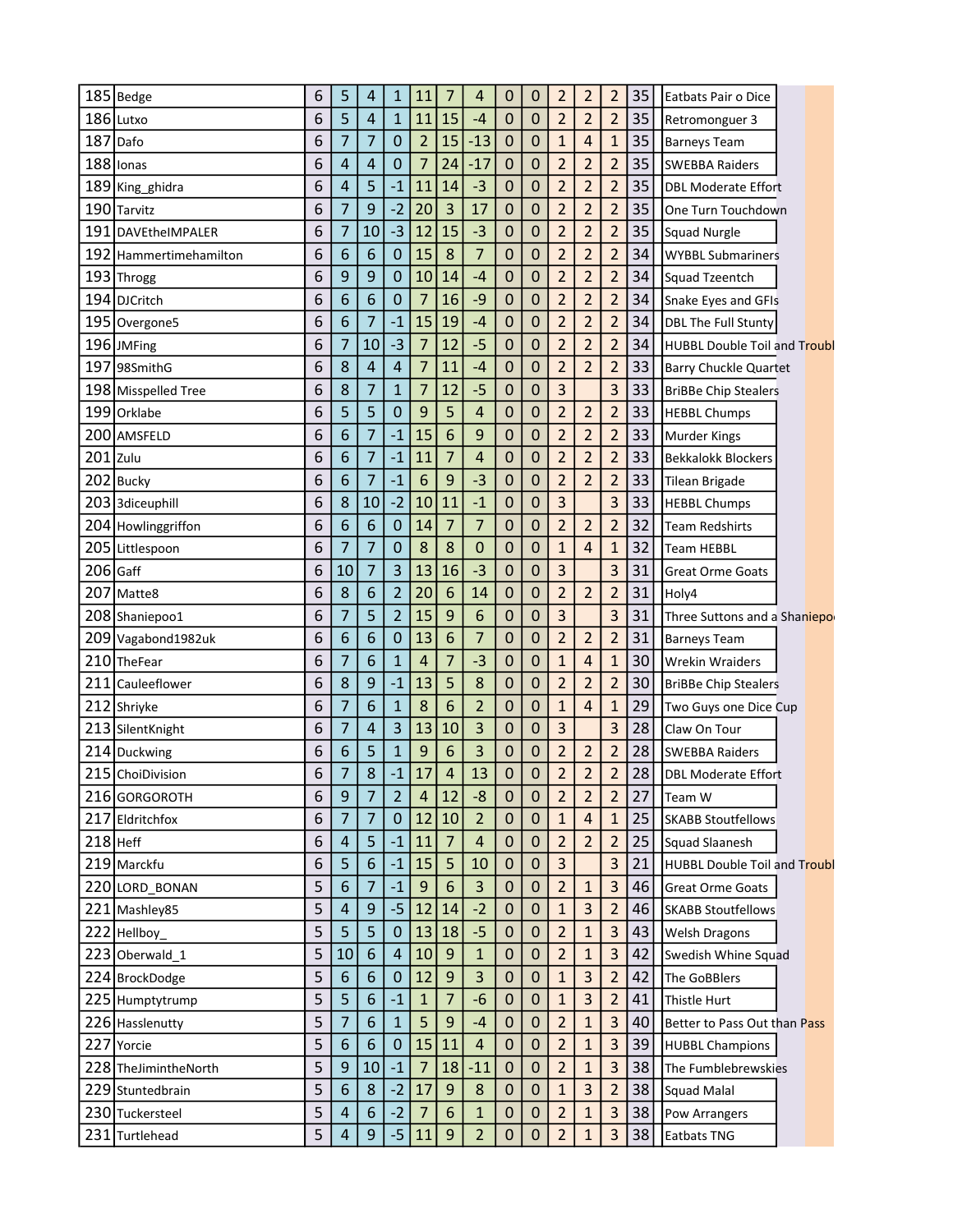| | | | | | | | | | | | | | | | |
|---|---|---|---|---|---|---|---|---|---|---|---|---|---|---|---|
| 185 | Bedge | 6 | 5 | 4 | 1 | 11 | 7 | 4 | 0 | 0 | 2 | 2 | 2 | 35 | Eatbats Pair o Dice |
| 186 | Lutxo | 6 | 5 | 4 | 1 | 11 | 15 | -4 | 0 | 0 | 2 | 2 | 2 | 35 | Retromonguer 3 |
| 187 | Dafo | 6 | 7 | 7 | 0 | 2 | 15 | -13 | 0 | 0 | 1 | 4 | 1 | 35 | Barneys Team |
| 188 | Ionas | 6 | 4 | 4 | 0 | 7 | 24 | -17 | 0 | 0 | 2 | 2 | 2 | 35 | SWEBBA Raiders |
| 189 | King_ghidra | 6 | 4 | 5 | -1 | 11 | 14 | -3 | 0 | 0 | 2 | 2 | 2 | 35 | DBL Moderate Effort |
| 190 | Tarvitz | 6 | 7 | 9 | -2 | 20 | 3 | 17 | 0 | 0 | 2 | 2 | 2 | 35 | One Turn Touchdown |
| 191 | DAVEtheIMPALER | 6 | 7 | 10 | -3 | 12 | 15 | -3 | 0 | 0 | 2 | 2 | 2 | 35 | Squad Nurgle |
| 192 | Hammertimehamilton | 6 | 6 | 6 | 0 | 15 | 8 | 7 | 0 | 0 | 2 | 2 | 2 | 34 | WYBBL Submariners |
| 193 | Throgg | 6 | 9 | 9 | 0 | 10 | 14 | -4 | 0 | 0 | 2 | 2 | 2 | 34 | Squad Tzeentch |
| 194 | DJCritch | 6 | 6 | 6 | 0 | 7 | 16 | -9 | 0 | 0 | 2 | 2 | 2 | 34 | Snake Eyes and GFIs |
| 195 | Overgone5 | 6 | 6 | 7 | -1 | 15 | 19 | -4 | 0 | 0 | 2 | 2 | 2 | 34 | DBL The Full Stunty |
| 196 | JMFing | 6 | 7 | 10 | -3 | 7 | 12 | -5 | 0 | 0 | 2 | 2 | 2 | 34 | HUBBL Double Toil and Troubl |
| 197 | 98SmithG | 6 | 8 | 4 | 4 | 7 | 11 | -4 | 0 | 0 | 2 | 2 | 2 | 33 | Barry Chuckle Quartet |
| 198 | Misspelled Tree | 6 | 8 | 7 | 1 | 7 | 12 | -5 | 0 | 0 | 3 | | 3 | 33 | BriBBe Chip Stealers |
| 199 | Orklabe | 6 | 5 | 5 | 0 | 9 | 5 | 4 | 0 | 0 | 2 | 2 | 2 | 33 | HEBBL Chumps |
| 200 | AMSFELD | 6 | 6 | 7 | -1 | 15 | 6 | 9 | 0 | 0 | 2 | 2 | 2 | 33 | Murder Kings |
| 201 | Zulu | 6 | 6 | 7 | -1 | 11 | 7 | 4 | 0 | 0 | 2 | 2 | 2 | 33 | Bekkalokk Blockers |
| 202 | Bucky | 6 | 6 | 7 | -1 | 6 | 9 | -3 | 0 | 0 | 2 | 2 | 2 | 33 | Tilean Brigade |
| 203 | 3diceuphill | 6 | 8 | 10 | -2 | 10 | 11 | -1 | 0 | 0 | 3 | | 3 | 33 | HEBBL Chumps |
| 204 | Howlinggriffon | 6 | 6 | 6 | 0 | 14 | 7 | 7 | 0 | 0 | 2 | 2 | 2 | 32 | Team Redshirts |
| 205 | Littlespoon | 6 | 7 | 7 | 0 | 8 | 8 | 0 | 0 | 0 | 1 | 4 | 1 | 32 | Team HEBBL |
| 206 | Gaff | 6 | 10 | 7 | 3 | 13 | 16 | -3 | 0 | 0 | 3 | | 3 | 31 | Great Orme Goats |
| 207 | Matte8 | 6 | 8 | 6 | 2 | 20 | 6 | 14 | 0 | 0 | 2 | 2 | 2 | 31 | Holy4 |
| 208 | Shaniepoo1 | 6 | 7 | 5 | 2 | 15 | 9 | 6 | 0 | 0 | 3 | | 3 | 31 | Three Suttons and a Shaniepo |
| 209 | Vagabond1982uk | 6 | 6 | 6 | 0 | 13 | 6 | 7 | 0 | 0 | 2 | 2 | 2 | 31 | Barneys Team |
| 210 | TheFear | 6 | 7 | 6 | 1 | 4 | 7 | -3 | 0 | 0 | 1 | 4 | 1 | 30 | Wrekin Wraiders |
| 211 | Cauleeflower | 6 | 8 | 9 | -1 | 13 | 5 | 8 | 0 | 0 | 2 | 2 | 2 | 30 | BriBBe Chip Stealers |
| 212 | Shriyke | 6 | 7 | 6 | 1 | 8 | 6 | 2 | 0 | 0 | 1 | 4 | 1 | 29 | Two Guys one Dice Cup |
| 213 | SilentKnight | 6 | 7 | 4 | 3 | 13 | 10 | 3 | 0 | 0 | 3 | | 3 | 28 | Claw On Tour |
| 214 | Duckwing | 6 | 6 | 5 | 1 | 9 | 6 | 3 | 0 | 0 | 2 | 2 | 2 | 28 | SWEBBA Raiders |
| 215 | ChoiDivision | 6 | 7 | 8 | -1 | 17 | 4 | 13 | 0 | 0 | 2 | 2 | 2 | 28 | DBL Moderate Effort |
| 216 | GORGOROTH | 6 | 9 | 7 | 2 | 4 | 12 | -8 | 0 | 0 | 2 | 2 | 2 | 27 | Team W |
| 217 | Eldritchfox | 6 | 7 | 7 | 0 | 12 | 10 | 2 | 0 | 0 | 1 | 4 | 1 | 25 | SKABB Stoutfellows |
| 218 | Heff | 6 | 4 | 5 | -1 | 11 | 7 | 4 | 0 | 0 | 2 | 2 | 2 | 25 | Squad Slaanesh |
| 219 | Marckfu | 6 | 5 | 6 | -1 | 15 | 5 | 10 | 0 | 0 | 3 | | 3 | 21 | HUBBL Double Toil and Troubl |
| 220 | LORD_BONAN | 5 | 6 | 7 | -1 | 9 | 6 | 3 | 0 | 0 | 2 | 1 | 3 | 46 | Great Orme Goats |
| 221 | Mashley85 | 5 | 4 | 9 | -5 | 12 | 14 | -2 | 0 | 0 | 1 | 3 | 2 | 46 | SKABB Stoutfellows |
| 222 | Hellboy_ | 5 | 5 | 5 | 0 | 13 | 18 | -5 | 0 | 0 | 2 | 1 | 3 | 43 | Welsh Dragons |
| 223 | Oberwald_1 | 5 | 10 | 6 | 4 | 10 | 9 | 1 | 0 | 0 | 2 | 1 | 3 | 42 | Swedish Whine Squad |
| 224 | BrockDodge | 5 | 6 | 6 | 0 | 12 | 9 | 3 | 0 | 0 | 1 | 3 | 2 | 42 | The GoBBlers |
| 225 | Humptytrump | 5 | 5 | 6 | -1 | 1 | 7 | -6 | 0 | 0 | 1 | 3 | 2 | 41 | Thistle Hurt |
| 226 | Hasslenutty | 5 | 7 | 6 | 1 | 5 | 9 | -4 | 0 | 0 | 2 | 1 | 3 | 40 | Better to Pass Out than Pass |
| 227 | Yorcie | 5 | 6 | 6 | 0 | 15 | 11 | 4 | 0 | 0 | 2 | 1 | 3 | 39 | HUBBL Champions |
| 228 | TheJimintheNorth | 5 | 9 | 10 | -1 | 7 | 18 | -11 | 0 | 0 | 2 | 1 | 3 | 38 | The Fumblebrewskies |
| 229 | Stuntedbrain | 5 | 6 | 8 | -2 | 17 | 9 | 8 | 0 | 0 | 1 | 3 | 2 | 38 | Squad Malal |
| 230 | Tuckersteel | 5 | 4 | 6 | -2 | 7 | 6 | 1 | 0 | 0 | 2 | 1 | 3 | 38 | Pow Arrangers |
| 231 | Turtlehead | 5 | 4 | 9 | -5 | 11 | 9 | 2 | 0 | 0 | 2 | 1 | 3 | 38 | Eatbats TNG |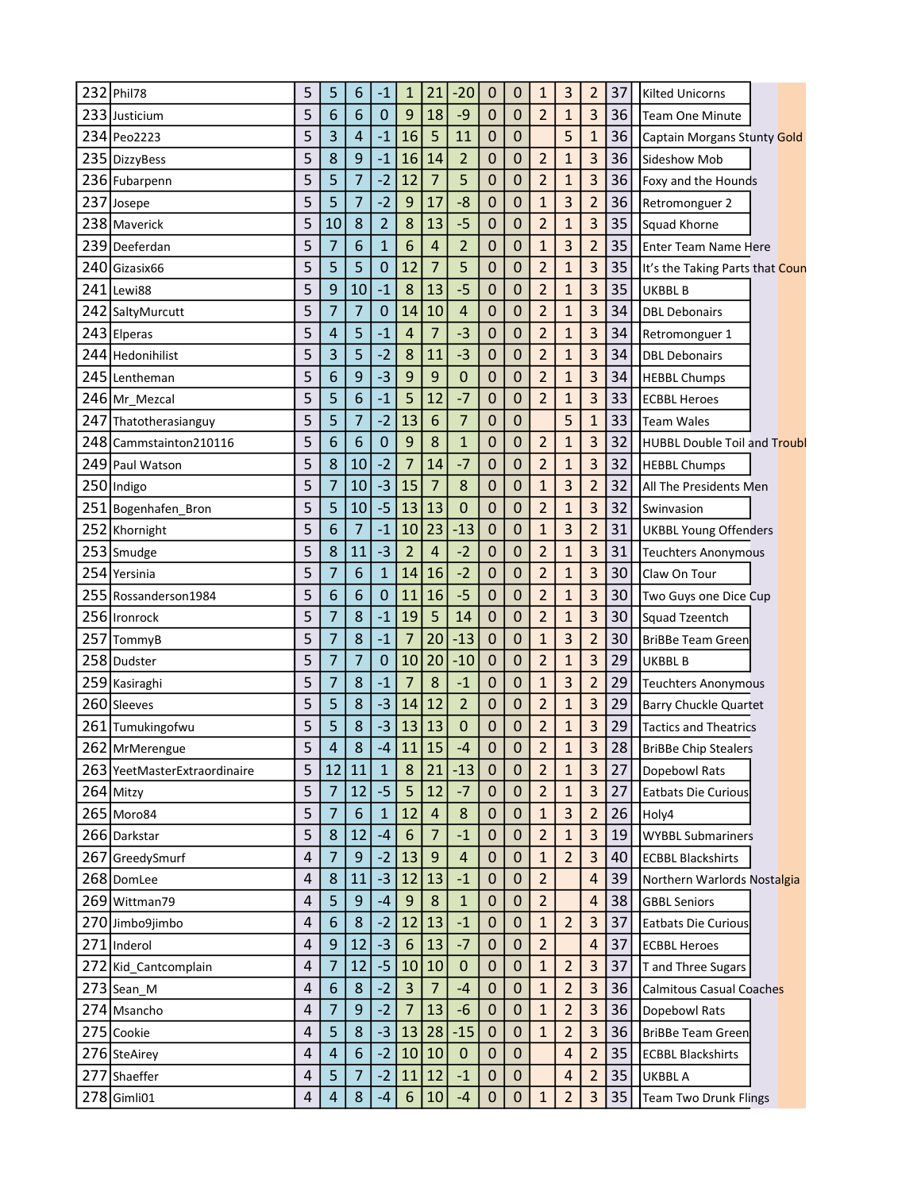| | | | | | | | | | | | | | | | |
|---|---|---|---|---|---|---|---|---|---|---|---|---|---|---|---|
| 232 | Phil78 | 5 | 5 | 6 | -1 | 1 | 21 | -20 | 0 | 0 | 1 | 3 | 2 | 37 | Kilted Unicorns |
| 233 | Justicium | 5 | 6 | 6 | 0 | 9 | 18 | -9 | 0 | 0 | 2 | 1 | 3 | 36 | Team One Minute |
| 234 | Peo2223 | 5 | 3 | 4 | -1 | 16 | 5 | 11 | 0 | 0 | | 5 | 1 | 36 | Captain Morgans Stunty Gold |
| 235 | DizzyBess | 5 | 8 | 9 | -1 | 16 | 14 | 2 | 0 | 0 | 2 | 1 | 3 | 36 | Sideshow Mob |
| 236 | Fubarpenn | 5 | 5 | 7 | -2 | 12 | 7 | 5 | 0 | 0 | 2 | 1 | 3 | 36 | Foxy and the Hounds |
| 237 | Josepe | 5 | 5 | 7 | -2 | 9 | 17 | -8 | 0 | 0 | 1 | 3 | 2 | 36 | Retromonguer 2 |
| 238 | Maverick | 5 | 10 | 8 | 2 | 8 | 13 | -5 | 0 | 0 | 2 | 1 | 3 | 35 | Squad Khorne |
| 239 | Deeferdan | 5 | 7 | 6 | 1 | 6 | 4 | 2 | 0 | 0 | 1 | 3 | 2 | 35 | Enter Team Name Here |
| 240 | Gizasix66 | 5 | 5 | 5 | 0 | 12 | 7 | 5 | 0 | 0 | 2 | 1 | 3 | 35 | It's the Taking Parts that Coun |
| 241 | Lewi88 | 5 | 9 | 10 | -1 | 8 | 13 | -5 | 0 | 0 | 2 | 1 | 3 | 35 | UKBBL B |
| 242 | SaltyMurcutt | 5 | 7 | 7 | 0 | 14 | 10 | 4 | 0 | 0 | 2 | 1 | 3 | 34 | DBL Debonairs |
| 243 | Elperas | 5 | 4 | 5 | -1 | 4 | 7 | -3 | 0 | 0 | 2 | 1 | 3 | 34 | Retromonguer 1 |
| 244 | Hedonihilist | 5 | 3 | 5 | -2 | 8 | 11 | -3 | 0 | 0 | 2 | 1 | 3 | 34 | DBL Debonairs |
| 245 | Lentheman | 5 | 6 | 9 | -3 | 9 | 9 | 0 | 0 | 0 | 2 | 1 | 3 | 34 | HEBBL Chumps |
| 246 | Mr_Mezcal | 5 | 5 | 6 | -1 | 5 | 12 | -7 | 0 | 0 | 2 | 1 | 3 | 33 | ECBBL Heroes |
| 247 | Thatotherasianguy | 5 | 5 | 7 | -2 | 13 | 6 | 7 | 0 | 0 | | 5 | 1 | 33 | Team Wales |
| 248 | Cammstainton210116 | 5 | 6 | 6 | 0 | 9 | 8 | 1 | 0 | 0 | 2 | 1 | 3 | 32 | HUBBL Double Toil and Troubl |
| 249 | Paul Watson | 5 | 8 | 10 | -2 | 7 | 14 | -7 | 0 | 0 | 2 | 1 | 3 | 32 | HEBBL Chumps |
| 250 | Indigo | 5 | 7 | 10 | -3 | 15 | 7 | 8 | 0 | 0 | 1 | 3 | 2 | 32 | All The Presidents Men |
| 251 | Bogenhafen_Bron | 5 | 5 | 10 | -5 | 13 | 13 | 0 | 0 | 0 | 2 | 1 | 3 | 32 | Swinvasion |
| 252 | Khornight | 5 | 6 | 7 | -1 | 10 | 23 | -13 | 0 | 0 | 1 | 3 | 2 | 31 | UKBBL Young Offenders |
| 253 | Smudge | 5 | 8 | 11 | -3 | 2 | 4 | -2 | 0 | 0 | 2 | 1 | 3 | 31 | Teuchters Anonymous |
| 254 | Yersinia | 5 | 7 | 6 | 1 | 14 | 16 | -2 | 0 | 0 | 2 | 1 | 3 | 30 | Claw On Tour |
| 255 | Rossanderson1984 | 5 | 6 | 6 | 0 | 11 | 16 | -5 | 0 | 0 | 2 | 1 | 3 | 30 | Two Guys one Dice Cup |
| 256 | Ironrock | 5 | 7 | 8 | -1 | 19 | 5 | 14 | 0 | 0 | 2 | 1 | 3 | 30 | Squad Tzeentch |
| 257 | TommyB | 5 | 7 | 8 | -1 | 7 | 20 | -13 | 0 | 0 | 1 | 3 | 2 | 30 | BriBBe Team Green |
| 258 | Dudster | 5 | 7 | 7 | 0 | 10 | 20 | -10 | 0 | 0 | 2 | 1 | 3 | 29 | UKBBL B |
| 259 | Kasiraghi | 5 | 7 | 8 | -1 | 7 | 8 | -1 | 0 | 0 | 1 | 3 | 2 | 29 | Teuchters Anonymous |
| 260 | Sleeves | 5 | 5 | 8 | -3 | 14 | 12 | 2 | 0 | 0 | 2 | 1 | 3 | 29 | Barry Chuckle Quartet |
| 261 | Tumukingofwu | 5 | 5 | 8 | -3 | 13 | 13 | 0 | 0 | 0 | 2 | 1 | 3 | 29 | Tactics and Theatrics |
| 262 | MrMerengue | 5 | 4 | 8 | -4 | 11 | 15 | -4 | 0 | 0 | 2 | 1 | 3 | 28 | BriBBe Chip Stealers |
| 263 | YeetMasterExtraordinaire | 5 | 12 | 11 | 1 | 8 | 21 | -13 | 0 | 0 | 2 | 1 | 3 | 27 | Dopebowl Rats |
| 264 | Mitzy | 5 | 7 | 12 | -5 | 5 | 12 | -7 | 0 | 0 | 2 | 1 | 3 | 27 | Eatbats Die Curious |
| 265 | Moro84 | 5 | 7 | 6 | 1 | 12 | 4 | 8 | 0 | 0 | 1 | 3 | 2 | 26 | Holy4 |
| 266 | Darkstar | 5 | 8 | 12 | -4 | 6 | 7 | -1 | 0 | 0 | 2 | 1 | 3 | 19 | WYBBL Submariners |
| 267 | GreedySmurf | 4 | 7 | 9 | -2 | 13 | 9 | 4 | 0 | 0 | 1 | 2 | 3 | 40 | ECBBL Blackshirts |
| 268 | DomLee | 4 | 8 | 11 | -3 | 12 | 13 | -1 | 0 | 0 | 2 | | 4 | 39 | Northern Warlords Nostalgia |
| 269 | Wittman79 | 4 | 5 | 9 | -4 | 9 | 8 | 1 | 0 | 0 | 2 | | 4 | 38 | GBBL Seniors |
| 270 | Jimbo9jimbo | 4 | 6 | 8 | -2 | 12 | 13 | -1 | 0 | 0 | 1 | 2 | 3 | 37 | Eatbats Die Curious |
| 271 | Inderol | 4 | 9 | 12 | -3 | 6 | 13 | -7 | 0 | 0 | 2 | | 4 | 37 | ECBBL Heroes |
| 272 | Kid_Cantcomplain | 4 | 7 | 12 | -5 | 10 | 10 | 0 | 0 | 0 | 1 | 2 | 3 | 37 | T and Three Sugars |
| 273 | Sean_M | 4 | 6 | 8 | -2 | 3 | 7 | -4 | 0 | 0 | 1 | 2 | 3 | 36 | Calmitous Casual Coaches |
| 274 | Msancho | 4 | 7 | 9 | -2 | 7 | 13 | -6 | 0 | 0 | 1 | 2 | 3 | 36 | Dopebowl Rats |
| 275 | Cookie | 4 | 5 | 8 | -3 | 13 | 28 | -15 | 0 | 0 | 1 | 2 | 3 | 36 | BriBBe Team Green |
| 276 | SteAirey | 4 | 4 | 6 | -2 | 10 | 10 | 0 | 0 | 0 | | 4 | 2 | 35 | ECBBL Blackshirts |
| 277 | Shaeffer | 4 | 5 | 7 | -2 | 11 | 12 | -1 | 0 | 0 | | 4 | 2 | 35 | UKBBL A |
| 278 | Gimli01 | 4 | 4 | 8 | -4 | 6 | 10 | -4 | 0 | 0 | 1 | 2 | 3 | 35 | Team Two Drunk Flings |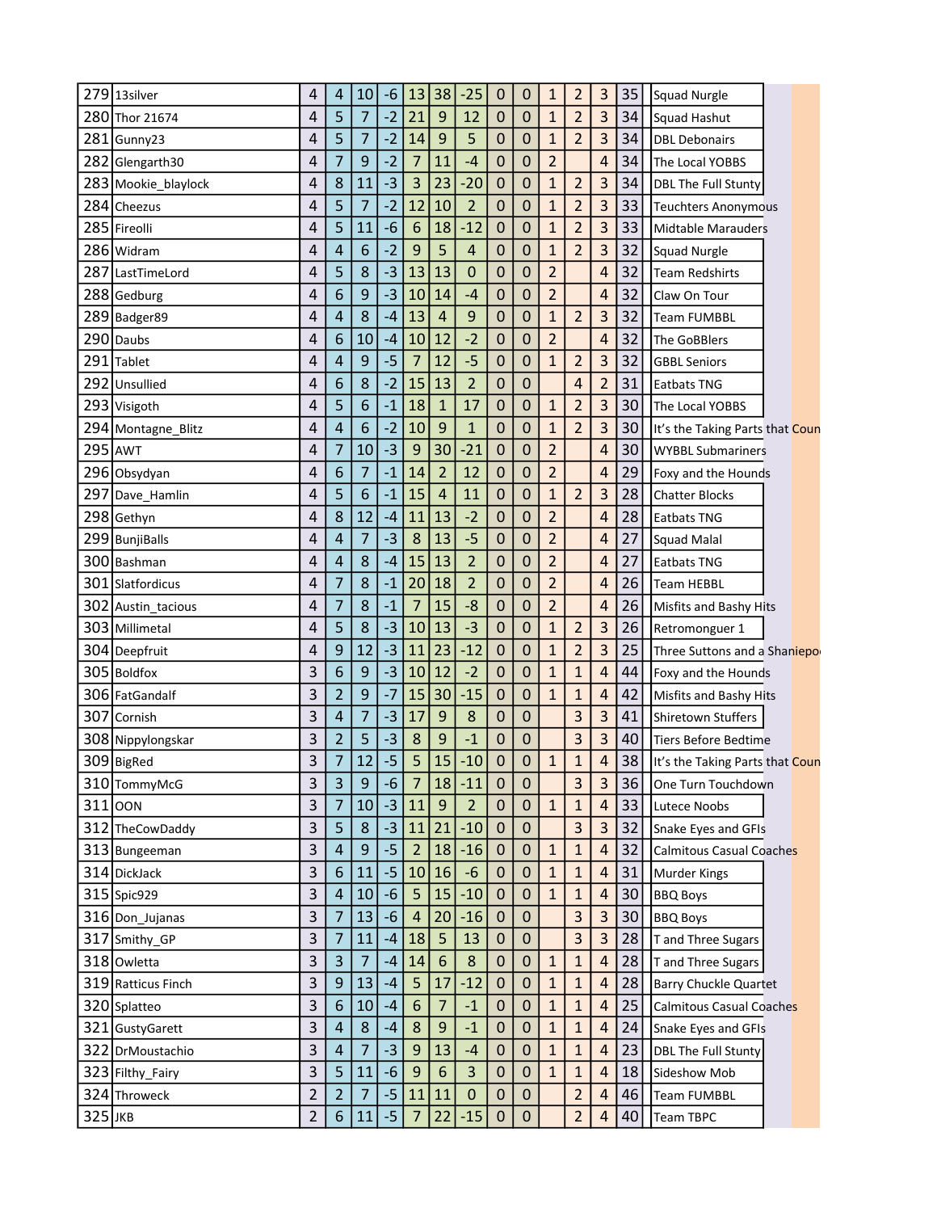| | | | | | | | | | | | | | | | |
|---|---|---|---|---|---|---|---|---|---|---|---|---|---|---|---|
| 279 | 13silver | 4 | 4 | 10 | -6 | 13 | 38 | -25 | 0 | 0 | 1 | 2 | 3 | 35 | Squad Nurgle |
| 280 | Thor 21674 | 4 | 5 | 7 | -2 | 21 | 9 | 12 | 0 | 0 | 1 | 2 | 3 | 34 | Squad Hashut |
| 281 | Gunny23 | 4 | 5 | 7 | -2 | 14 | 9 | 5 | 0 | 0 | 1 | 2 | 3 | 34 | DBL Debonairs |
| 282 | Glengarth30 | 4 | 7 | 9 | -2 | 7 | 11 | -4 | 0 | 0 | 2 | | 4 | 34 | The Local YOBBS |
| 283 | Mookie_blaylock | 4 | 8 | 11 | -3 | 3 | 23 | -20 | 0 | 0 | 1 | 2 | 3 | 34 | DBL The Full Stunty |
| 284 | Cheezus | 4 | 5 | 7 | -2 | 12 | 10 | 2 | 0 | 0 | 1 | 2 | 3 | 33 | Teuchters Anonymous |
| 285 | Fireolli | 4 | 5 | 11 | -6 | 6 | 18 | -12 | 0 | 0 | 1 | 2 | 3 | 33 | Midtable Marauders |
| 286 | Widram | 4 | 4 | 6 | -2 | 9 | 5 | 4 | 0 | 0 | 1 | 2 | 3 | 32 | Squad Nurgle |
| 287 | LastTimeLord | 4 | 5 | 8 | -3 | 13 | 13 | 0 | 0 | 0 | 2 | | 4 | 32 | Team Redshirts |
| 288 | Gedburg | 4 | 6 | 9 | -3 | 10 | 14 | -4 | 0 | 0 | 2 | | 4 | 32 | Claw On Tour |
| 289 | Badger89 | 4 | 4 | 8 | -4 | 13 | 4 | 9 | 0 | 0 | 1 | 2 | 3 | 32 | Team FUMBBL |
| 290 | Daubs | 4 | 6 | 10 | -4 | 10 | 12 | -2 | 0 | 0 | 2 | | 4 | 32 | The GoBBlers |
| 291 | Tablet | 4 | 4 | 9 | -5 | 7 | 12 | -5 | 0 | 0 | 1 | 2 | 3 | 32 | GBBL Seniors |
| 292 | Unsullied | 4 | 6 | 8 | -2 | 15 | 13 | 2 | 0 | 0 | | 4 | 2 | 31 | Eatbats TNG |
| 293 | Visigoth | 4 | 5 | 6 | -1 | 18 | 1 | 17 | 0 | 0 | 1 | 2 | 3 | 30 | The Local YOBBS |
| 294 | Montagne_Blitz | 4 | 4 | 6 | -2 | 10 | 9 | 1 | 0 | 0 | 1 | 2 | 3 | 30 | It's the Taking Parts that Coun |
| 295 | AWT | 4 | 7 | 10 | -3 | 9 | 30 | -21 | 0 | 0 | 2 | | 4 | 30 | WYBBL Submariners |
| 296 | Obsydyan | 4 | 6 | 7 | -1 | 14 | 2 | 12 | 0 | 0 | 2 | | 4 | 29 | Foxy and the Hounds |
| 297 | Dave_Hamlin | 4 | 5 | 6 | -1 | 15 | 4 | 11 | 0 | 0 | 1 | 2 | 3 | 28 | Chatter Blocks |
| 298 | Gethyn | 4 | 8 | 12 | -4 | 11 | 13 | -2 | 0 | 0 | 2 | | 4 | 28 | Eatbats TNG |
| 299 | BunjiBalls | 4 | 4 | 7 | -3 | 8 | 13 | -5 | 0 | 0 | 2 | | 4 | 27 | Squad Malal |
| 300 | Bashman | 4 | 4 | 8 | -4 | 15 | 13 | 2 | 0 | 0 | 2 | | 4 | 27 | Eatbats TNG |
| 301 | Slatfordicus | 4 | 7 | 8 | -1 | 20 | 18 | 2 | 0 | 0 | 2 | | 4 | 26 | Team HEBBL |
| 302 | Austin_tacious | 4 | 7 | 8 | -1 | 7 | 15 | -8 | 0 | 0 | 2 | | 4 | 26 | Misfits and Bashy Hits |
| 303 | Millimetal | 4 | 5 | 8 | -3 | 10 | 13 | -3 | 0 | 0 | 1 | 2 | 3 | 26 | Retromonguer 1 |
| 304 | Deepfruit | 4 | 9 | 12 | -3 | 11 | 23 | -12 | 0 | 0 | 1 | 2 | 3 | 25 | Three Suttons and a Shaniepo |
| 305 | Boldfox | 3 | 6 | 9 | -3 | 10 | 12 | -2 | 0 | 0 | 1 | 1 | 4 | 44 | Foxy and the Hounds |
| 306 | FatGandalf | 3 | 2 | 9 | -7 | 15 | 30 | -15 | 0 | 0 | 1 | 1 | 4 | 42 | Misfits and Bashy Hits |
| 307 | Cornish | 3 | 4 | 7 | -3 | 17 | 9 | 8 | 0 | 0 | | 3 | 3 | 41 | Shiretown Stuffers |
| 308 | Nippylongskar | 3 | 2 | 5 | -3 | 8 | 9 | -1 | 0 | 0 | | 3 | 3 | 40 | Tiers Before Bedtime |
| 309 | BigRed | 3 | 7 | 12 | -5 | 5 | 15 | -10 | 0 | 0 | 1 | 1 | 4 | 38 | It's the Taking Parts that Coun |
| 310 | TommyMcG | 3 | 3 | 9 | -6 | 7 | 18 | -11 | 0 | 0 | | 3 | 3 | 36 | One Turn Touchdown |
| 311 | OON | 3 | 7 | 10 | -3 | 11 | 9 | 2 | 0 | 0 | 1 | 1 | 4 | 33 | Lutece Noobs |
| 312 | TheCowDaddy | 3 | 5 | 8 | -3 | 11 | 21 | -10 | 0 | 0 | | 3 | 3 | 32 | Snake Eyes and GFIs |
| 313 | Bungeeman | 3 | 4 | 9 | -5 | 2 | 18 | -16 | 0 | 0 | 1 | 1 | 4 | 32 | Calmitous Casual Coaches |
| 314 | DickJack | 3 | 6 | 11 | -5 | 10 | 16 | -6 | 0 | 0 | 1 | 1 | 4 | 31 | Murder Kings |
| 315 | Spic929 | 3 | 4 | 10 | -6 | 5 | 15 | -10 | 0 | 0 | 1 | 1 | 4 | 30 | BBQ Boys |
| 316 | Don_Jujanas | 3 | 7 | 13 | -6 | 4 | 20 | -16 | 0 | 0 | | 3 | 3 | 30 | BBQ Boys |
| 317 | Smithy_GP | 3 | 7 | 11 | -4 | 18 | 5 | 13 | 0 | 0 | | 3 | 3 | 28 | T and Three Sugars |
| 318 | Owletta | 3 | 3 | 7 | -4 | 14 | 6 | 8 | 0 | 0 | 1 | 1 | 4 | 28 | T and Three Sugars |
| 319 | Ratticus Finch | 3 | 9 | 13 | -4 | 5 | 17 | -12 | 0 | 0 | 1 | 1 | 4 | 28 | Barry Chuckle Quartet |
| 320 | Splatteo | 3 | 6 | 10 | -4 | 6 | 7 | -1 | 0 | 0 | 1 | 1 | 4 | 25 | Calmitous Casual Coaches |
| 321 | GustyGarett | 3 | 4 | 8 | -4 | 8 | 9 | -1 | 0 | 0 | 1 | 1 | 4 | 24 | Snake Eyes and GFIs |
| 322 | DrMoustachio | 3 | 4 | 7 | -3 | 9 | 13 | -4 | 0 | 0 | 1 | 1 | 4 | 23 | DBL The Full Stunty |
| 323 | Filthy_Fairy | 3 | 5 | 11 | -6 | 9 | 6 | 3 | 0 | 0 | 1 | 1 | 4 | 18 | Sideshow Mob |
| 324 | Throweck | 2 | 2 | 7 | -5 | 11 | 11 | 0 | 0 | 0 | | 2 | 4 | 46 | Team FUMBBL |
| 325 | JKB | 2 | 6 | 11 | -5 | 7 | 22 | -15 | 0 | 0 | | 2 | 4 | 40 | Team TBPC |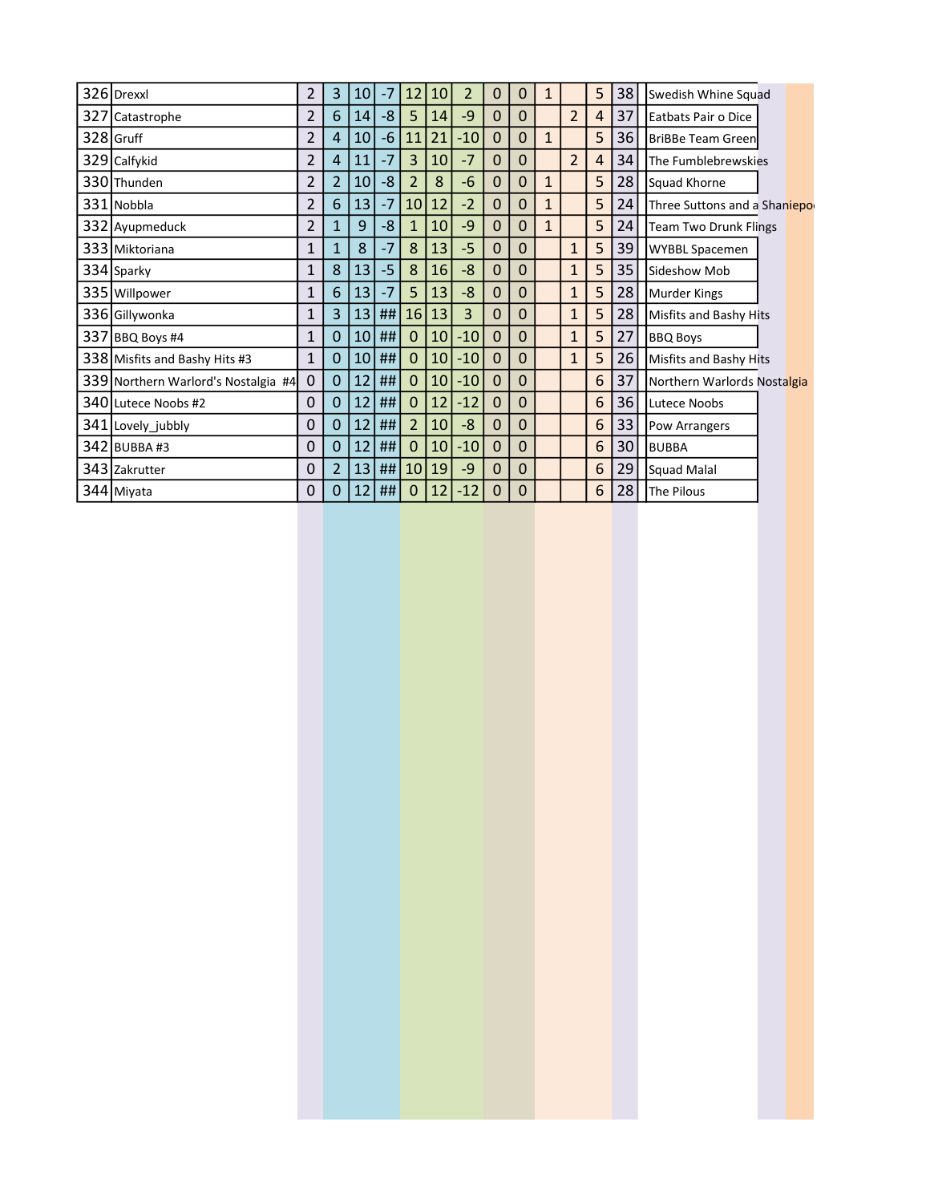| | | | | | | | | | | | | | | | |
|---|---|---|---|---|---|---|---|---|---|---|---|---|---|---|---|
| 326 | Drexxl | 2 | 3 | 10 | -7 | 12 | 10 | 2 | 0 | 0 | 1 | | 5 | 38 | Swedish Whine Squad |
| 327 | Catastrophe | 2 | 6 | 14 | -8 | 5 | 14 | -9 | 0 | 0 | | 2 | 4 | 37 | Eatbats Pair o Dice |
| 328 | Gruff | 2 | 4 | 10 | -6 | 11 | 21 | -10 | 0 | 0 | 1 | | 5 | 36 | BriBBe Team Green |
| 329 | Calfykid | 2 | 4 | 11 | -7 | 3 | 10 | -7 | 0 | 0 | | 2 | 4 | 34 | The Fumblebrewskies |
| 330 | Thunden | 2 | 2 | 10 | -8 | 2 | 8 | -6 | 0 | 0 | 1 | | 5 | 28 | Squad Khorne |
| 331 | Nobbla | 2 | 6 | 13 | -7 | 10 | 12 | -2 | 0 | 0 | 1 | | 5 | 24 | Three Suttons and a Shaniepo |
| 332 | Ayupmeduck | 2 | 1 | 9 | -8 | 1 | 10 | -9 | 0 | 0 | 1 | | 5 | 24 | Team Two Drunk Flings |
| 333 | Miktoriana | 1 | 1 | 8 | -7 | 8 | 13 | -5 | 0 | 0 | | 1 | 5 | 39 | WYBBL Spacemen |
| 334 | Sparky | 1 | 8 | 13 | -5 | 8 | 16 | -8 | 0 | 0 | | 1 | 5 | 35 | Sideshow Mob |
| 335 | Willpower | 1 | 6 | 13 | -7 | 5 | 13 | -8 | 0 | 0 | | 1 | 5 | 28 | Murder Kings |
| 336 | Gillywonka | 1 | 3 | 13 | ## | 16 | 13 | 3 | 0 | 0 | | 1 | 5 | 28 | Misfits and Bashy Hits |
| 337 | BBQ Boys #4 | 1 | 0 | 10 | ## | 0 | 10 | -10 | 0 | 0 | | 1 | 5 | 27 | BBQ Boys |
| 338 | Misfits and Bashy Hits #3 | 1 | 0 | 10 | ## | 0 | 10 | -10 | 0 | 0 | | 1 | 5 | 26 | Misfits and Bashy Hits |
| 339 | Northern Warlord's Nostalgia #4 | 0 | 0 | 12 | ## | 0 | 10 | -10 | 0 | 0 | | | 6 | 37 | Northern Warlords Nostalgia |
| 340 | Lutece Noobs #2 | 0 | 0 | 12 | ## | 0 | 12 | -12 | 0 | 0 | | | 6 | 36 | Lutece Noobs |
| 341 | Lovely_jubbly | 0 | 0 | 12 | ## | 2 | 10 | -8 | 0 | 0 | | | 6 | 33 | Pow Arrangers |
| 342 | BUBBA #3 | 0 | 0 | 12 | ## | 0 | 10 | -10 | 0 | 0 | | | 6 | 30 | BUBBA |
| 343 | Zakrutter | 0 | 2 | 13 | ## | 10 | 19 | -9 | 0 | 0 | | | 6 | 29 | Squad Malal |
| 344 | Miyata | 0 | 0 | 12 | ## | 0 | 12 | -12 | 0 | 0 | | | 6 | 28 | The Pilous |